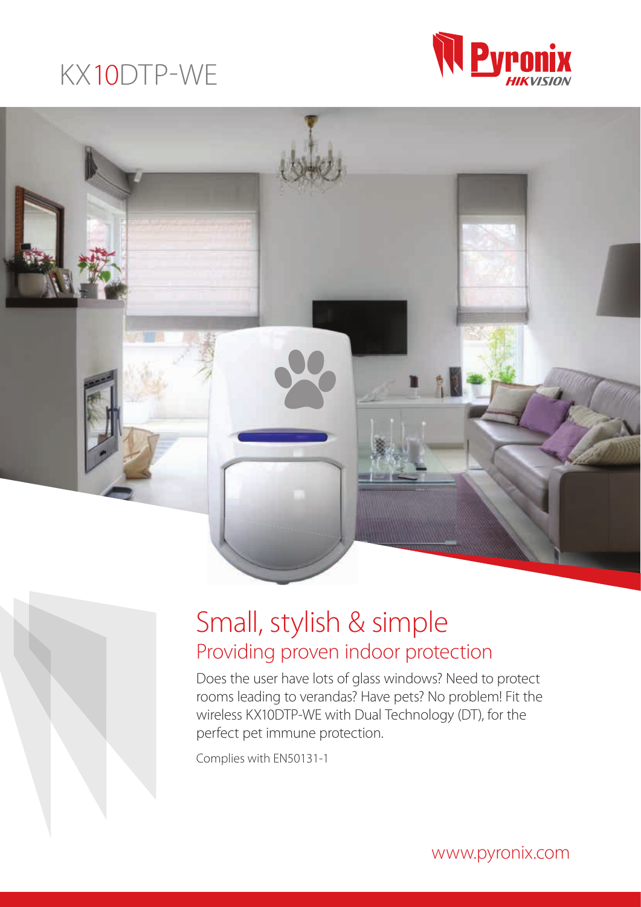# KX10DTP-WE

Pyronix HIKVISION

## Small, stylish & simple

### Providing proven indoor protection

Does the user have lots of glass windows? Need to protect rooms leading to verandas? Have pets? No problem! Fit the wireless KX10DTP-WE with Dual Technology (DT), for the perfect pet immune protection.

Complies with EN50131-1

www.pyronix.com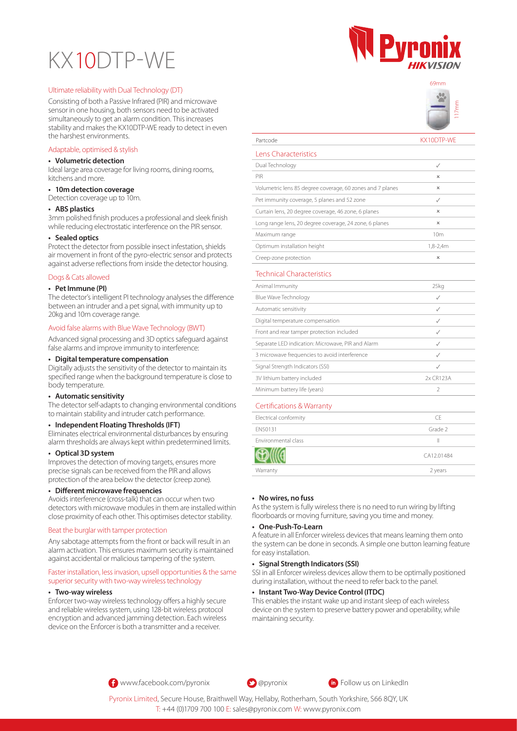# KX10DTP-WE

### Ultimate reliability with Dual Technology (DT)

Consisting of both a Passive Infrared (PIR) and microwave sensor in one housing, both sensors need to be activated simultaneously to get an alarm condition. This increases stability and makes the KX10DTP-WE ready to detect in even the harshest environments.

### Adaptable, optimised & stylish

- **Volumetric detection**

Ideal large area coverage for living rooms, dining rooms, kitchens and more.

- **10m detection coverage**

Detection coverage up to 10m.

- **ABS plastics**

3mm polished finish produces a professional and sleek finish while reducing electrostatic interference on the PIR sensor.

- **Sealed optics**

Protect the detector from possible insect infestation, shields air movement in front of the pyro-electric sensor and protects against adverse reflections from inside the detector housing.

### Dogs & Cats allowed

- **Pet Immune (PI)**

The detector's intelligent PI technology analyses the difference between an intruder and a pet signal, with immunity up to 20kg and 10m coverage range.

### Avoid false alarms with Blue Wave Technology (BWT)

Advanced signal processing and 3D optics safeguard against false alarms and improve immunity to interference:

- **Digital temperature compensation**

Digitally adjusts the sensitivity of the detector to maintain its specified range when the background temperature is close to body temperature.

- **Automatic sensitivity**

The detector self-adapts to changing environmental conditions to maintain stability and intruder catch performance.

- **Independent Floating Thresholds (IFT)**

Eliminates electrical environmental disturbances by ensuring alarm thresholds are always kept within predetermined limits.

- **Optical 3D system**

Improves the detection of moving targets, ensures more precise signals can be received from the PIR and allows protection of the area below the detector (creep zone).

- **Different microwave frequencies**

Avoids interference (cross-talk) that can occur when two detectors with microwave modules in them are installed within close proximity of each other. This optimises detector stability.

### Beat the burglar with tamper protection

Any sabotage attempts from the front or back will result in an alarm activation. This ensures maximum security is maintained against accidental or malicious tampering of the system.

### Faster installation, less invasion, upsell opportunities & the same superior security with two-way wireless technology

- **Two-way wireless**

Enforcer two-way wireless technology offers a highly secure and reliable wireless system, using 128-bit wireless protocol encryption and advanced jamming detection. Each wireless device on the Enforcer is both a transmitter and a receiver.

69mm

117mm

| Partcode | KX10DTP-WE |
|---|---|
| **Lens Characteristics** | |
| Dual Technology | ✓ |
| PIR | × |
| Volumetric lens 85 degree coverage, 60 zones and 7 planes | × |
| Pet immunity coverage, 5 planes and 52 zone | ✓ |
| Curtain lens, 20 degree coverage, 46 zone, 6 planes | × |
| Long range lens, 20 degree coverage, 24 zone, 6 planes | × |
| Maximum range | 10m |
| Optimum installation height | 1,8-2,4m |
| Creep-zone protection | × |
| **Technical Characteristics** | |
| Animal Immunity | 25kg |
| Blue Wave Technology | ✓ |
| Automatic sensitivity | ✓ |
| Digital temperature compensation | ✓ |
| Front and rear tamper protection included | ✓ |
| Separate LED indication: Microwave, PIR and Alarm | ✓ |
| 3 microwave frequencies to avoid interference | ✓ |
| Signal Strength Indicators (SSI) | ✓ |
| 3V lithium battery included | 2x CR123A |
| Minimum battery life (years) | 2 |
| **Certifications & Warranty** | |
| Electrical conformity | CE |
| EN50131 | Grade 2 |
| Environmental class | II |
| | CA12.01484 |
| Warranty | 2 years |

- **No wires, no fuss**

As the system is fully wireless there is no need to run wiring by lifting floorboards or moving furniture, saving you time and money.

- **One-Push-To-Learn**

A feature in all Enforcer wireless devices that means learning them onto the system can be done in seconds. A simple one button learning feature for easy installation.

- **Signal Strength Indicators (SSI)**

SSI in all Enforcer wireless devices allow them to be optimally positioned during installation, without the need to refer back to the panel.

- **Instant Two-Way Device Control (ITDC)**

This enables the instant wake up and instant sleep of each wireless device on the system to preserve battery power and operability, while maintaining security.

www.facebook.com/pyronix @pyronix Follow us on LinkedIn

Pyronix Limited, Secure House, Braithwell Way, Hellaby, Rotherham, South Yorkshire, S66 8QY, UK
T: +44 (0)1709 700 100 E: sales@pyronix.com W: www.pyronix.com